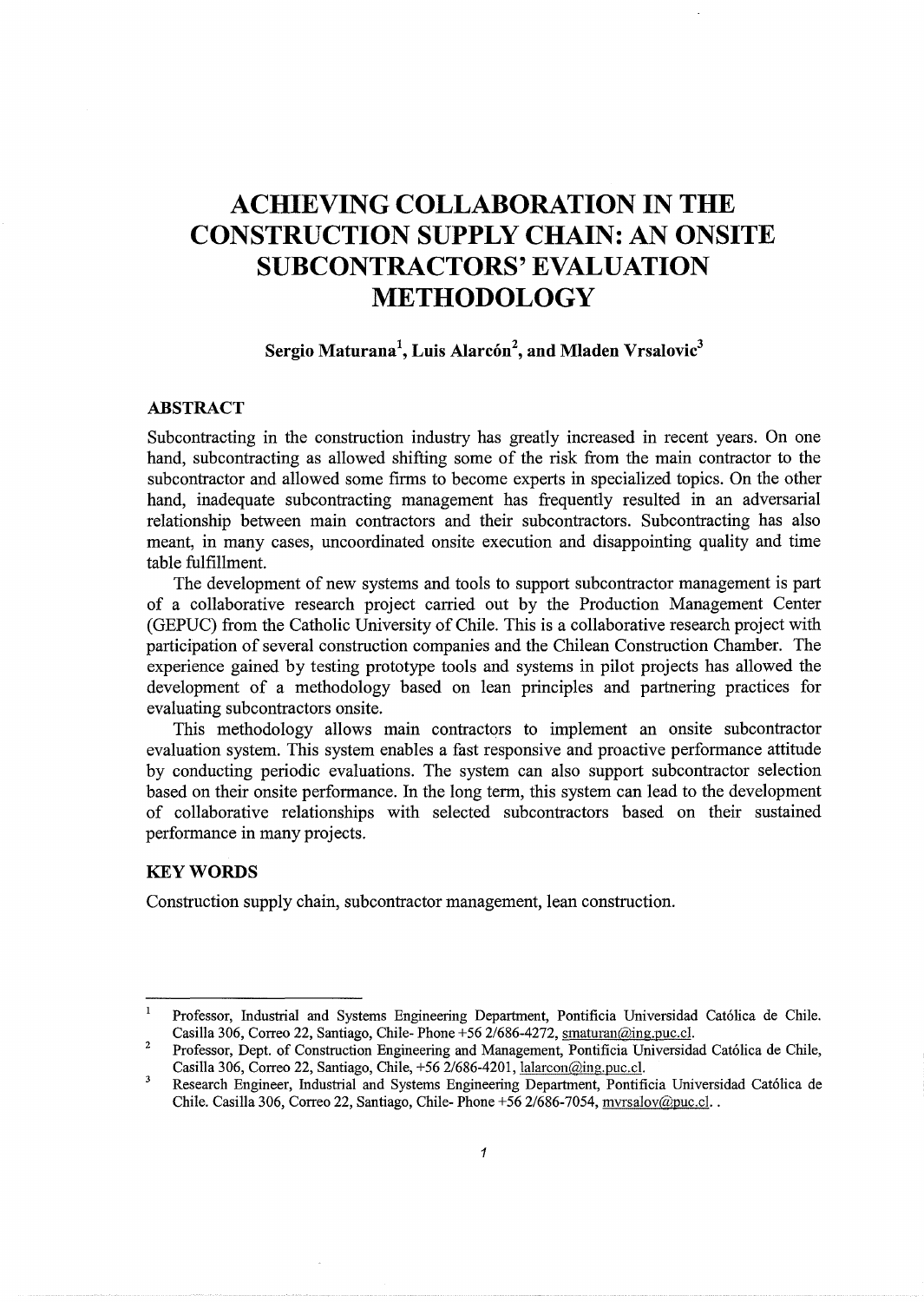# ACHIEVING COLLABORATION IN THE CONSTRUCTION SUPPLY CHAIN: AN ONSITE SUBCONTRACTORS' EVALUATION METHODOLOGY

**Sergio Maturana[1], Luis Alarcón[2], and Mladen Vrsalovic[3]**

## ABSTRACT

Subcontracting in the construction industry has greatly increased in recent years. On one hand, subcontracting as allowed shifting some of the risk from the main contractor to the subcontractor and allowed some firms to become experts in specialized topics. On the other hand, inadequate subcontracting management has frequently resulted in an adversarial relationship between main contractors and their subcontractors. Subcontracting has also meant, in many cases, uncoordinated onsite execution and disappointing quality and time table fulfillment.

The development of new systems and tools to support subcontractor management is part of a collaborative research project carried out by the Production Management Center (GEPUC) from the Catholic University of Chile. This is a collaborative research project with participation of several construction companies and the Chilean Construction Chamber. The experience gained by testing prototype tools and systems in pilot projects has allowed the development of a methodology based on lean principles and partnering practices for evaluating subcontractors onsite.

This methodology allows main contractors to implement an onsite subcontractor evaluation system. This system enables a fast responsive and proactive performance attitude by conducting periodic evaluations. The system can also support subcontractor selection based on their onsite performance. In the long term, this system can lead to the development of collaborative relationships with selected subcontractors based on their sustained performance in many projects.

## KEY WORDS

Construction supply chain, subcontractor management, lean construction.

---

[1] Professor, Industrial and Systems Engineering Department, Pontificia Universidad Católica de Chile. Casilla 306, Correo 22, Santiago, Chile- Phone +56 2/686-4272, smaturan@ing.puc.cl.

[2] Professor, Dept. of Construction Engineering and Management, Pontificia Universidad Católica de Chile, Casilla 306, Correo 22, Santiago, Chile, +56 2/686-4201, lalarcon@ing.puc.cl.

[3] Research Engineer, Industrial and Systems Engineering Department, Pontificia Universidad Católica de Chile. Casilla 306, Correo 22, Santiago, Chile- Phone +56 2/686-7054, mvrsalov@puc.cl. .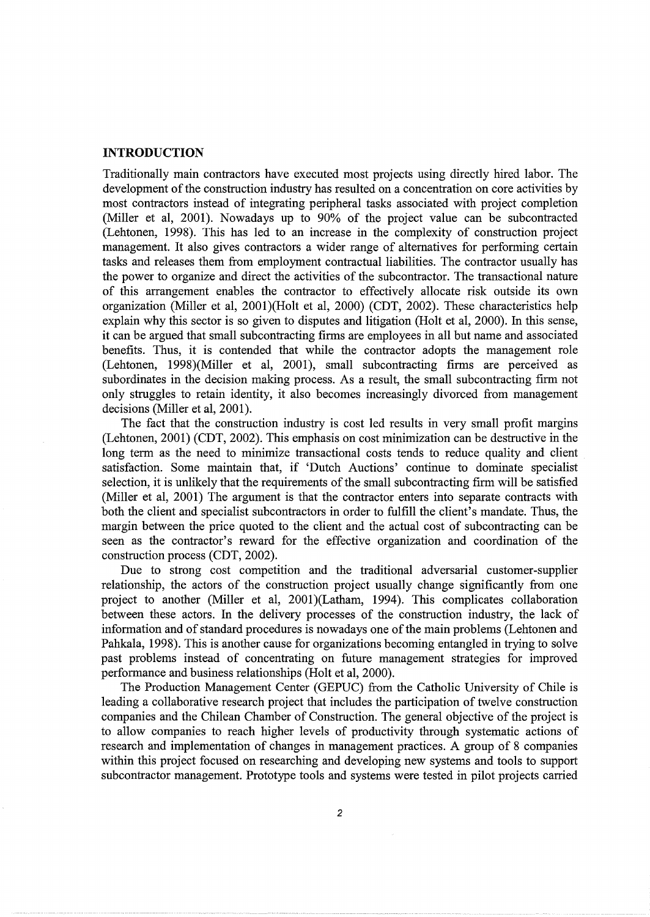## INTRODUCTION

Traditionally main contractors have executed most projects using directly hired labor. The development of the construction industry has resulted on a concentration on core activities by most contractors instead of integrating peripheral tasks associated with project completion (Miller et al, 2001). Nowadays up to 90% of the project value can be subcontracted (Lehtonen, 1998). This has led to an increase in the complexity of construction project management. It also gives contractors a wider range of alternatives for performing certain tasks and releases them from employment contractual liabilities. The contractor usually has the power to organize and direct the activities of the subcontractor. The transactional nature of this arrangement enables the contractor to effectively allocate risk outside its own organization (Miller et al, 2001)(Holt et al, 2000) (CDT, 2002). These characteristics help explain why this sector is so given to disputes and litigation (Holt et al, 2000). In this sense, it can be argued that small subcontracting firms are employees in all but name and associated benefits. Thus, it is contended that while the contractor adopts the management role (Lehtonen, 1998)(Miller et al, 2001), small subcontracting firms are perceived as subordinates in the decision making process. As a result, the small subcontracting firm not only struggles to retain identity, it also becomes increasingly divorced from management decisions (Miller et al, 2001).

The fact that the construction industry is cost led results in very small profit margins (Lehtonen, 2001) (CDT, 2002). This emphasis on cost minimization can be destructive in the long term as the need to minimize transactional costs tends to reduce quality and client satisfaction. Some maintain that, if 'Dutch Auctions' continue to dominate specialist selection, it is unlikely that the requirements of the small subcontracting firm will be satisfied (Miller et al, 2001) The argument is that the contractor enters into separate contracts with both the client and specialist subcontractors in order to fulfill the client's mandate. Thus, the margin between the price quoted to the client and the actual cost of subcontracting can be seen as the contractor's reward for the effective organization and coordination of the construction process (CDT, 2002).

Due to strong cost competition and the traditional adversarial customer-supplier relationship, the actors of the construction project usually change significantly from one project to another (Miller et al, 2001)(Latham, 1994). This complicates collaboration between these actors. In the delivery processes of the construction industry, the lack of information and of standard procedures is nowadays one of the main problems (Lehtonen and Pahkala, 1998). This is another cause for organizations becoming entangled in trying to solve past problems instead of concentrating on future management strategies for improved performance and business relationships (Holt et al, 2000).

The Production Management Center (GEPUC) from the Catholic University of Chile is leading a collaborative research project that includes the participation of twelve construction companies and the Chilean Chamber of Construction. The general objective of the project is to allow companies to reach higher levels of productivity through systematic actions of research and implementation of changes in management practices. A group of 8 companies within this project focused on researching and developing new systems and tools to support subcontractor management. Prototype tools and systems were tested in pilot projects carried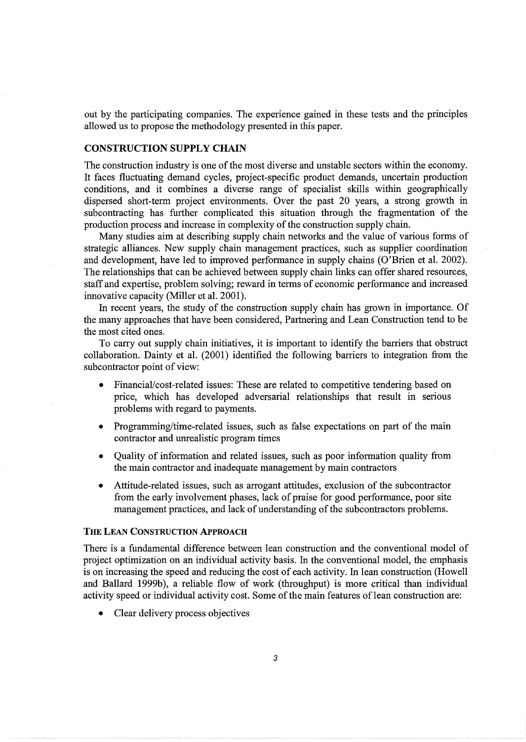out by the participating companies. The experience gained in these tests and the principles allowed us to propose the methodology presented in this paper.

## CONSTRUCTION SUPPLY CHAIN

The construction industry is one of the most diverse and unstable sectors within the economy. It faces fluctuating demand cycles, project-specific product demands, uncertain production conditions, and it combines a diverse range of specialist skills within geographically dispersed short-term project environments. Over the past 20 years, a strong growth in subcontracting has further complicated this situation through the fragmentation of the production process and increase in complexity of the construction supply chain.

Many studies aim at describing supply chain networks and the value of various forms of strategic alliances. New supply chain management practices, such as supplier coordination and development, have led to improved performance in supply chains (O'Brien et al. 2002). The relationships that can be achieved between supply chain links can offer shared resources, staff and expertise, problem solving; reward in terms of economic performance and increased innovative capacity (Miller et al. 2001).

In recent years, the study of the construction supply chain has grown in importance. Of the many approaches that have been considered, Partnering and Lean Construction tend to be the most cited ones.

To carry out supply chain initiatives, it is important to identify the barriers that obstruct collaboration. Dainty et al. (2001) identified the following barriers to integration from the subcontractor point of view:

- Financial/cost-related issues: These are related to competitive tendering based on price, which has developed adversarial relationships that result in serious problems with regard to payments.
- Programming/time-related issues, such as false expectations on part of the main contractor and unrealistic program times
- Quality of information and related issues, such as poor information quality from the main contractor and inadequate management by main contractors
- Attitude-related issues, such as arrogant attitudes, exclusion of the subcontractor from the early involvement phases, lack of praise for good performance, poor site management practices, and lack of understanding of the subcontractors problems.

### THE LEAN CONSTRUCTION APPROACH

There is a fundamental difference between lean construction and the conventional model of project optimization on an individual activity basis. In the conventional model, the emphasis is on increasing the speed and reducing the cost of each activity. In lean construction (Howell and Ballard 1999b), a reliable flow of work (throughput) is more critical than individual activity speed or individual activity cost. Some of the main features of lean construction are:

- Clear delivery process objectives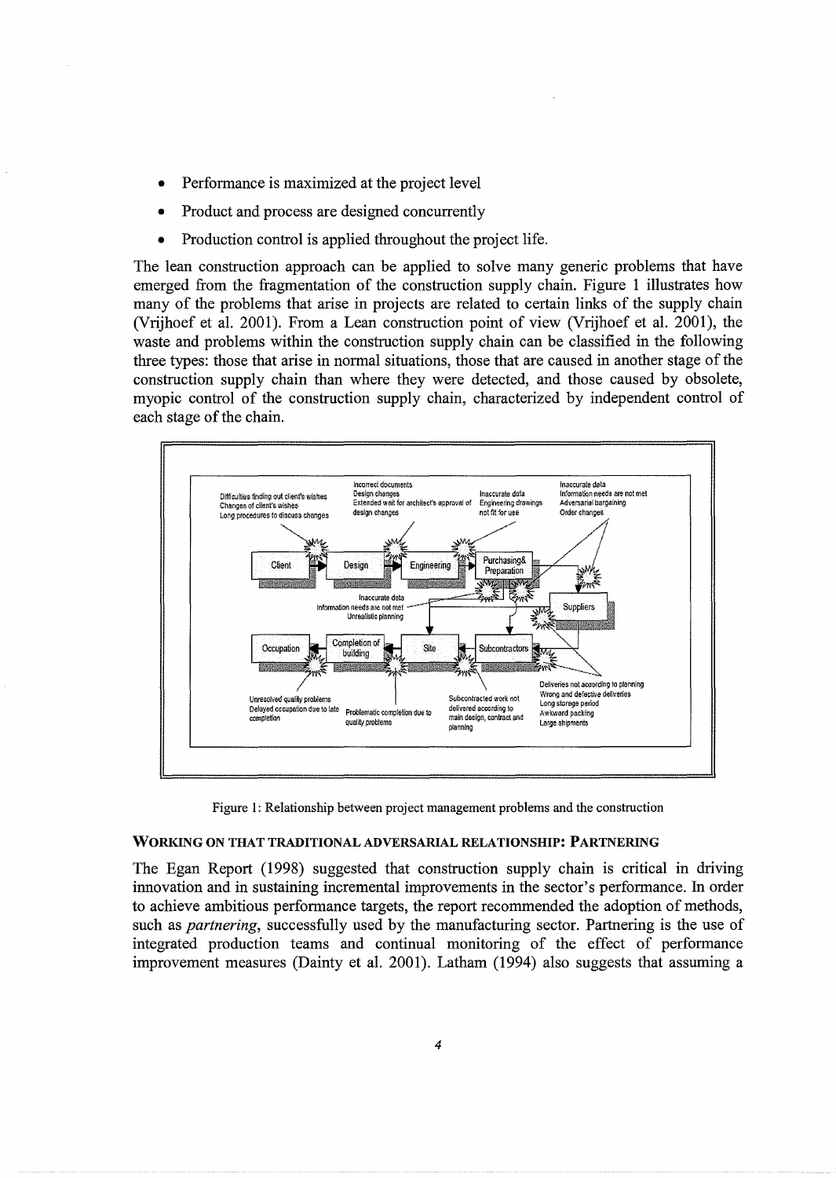- Performance is maximized at the project level
- Product and process are designed concurrently
- Production control is applied throughout the project life.

The lean construction approach can be applied to solve many generic problems that have emerged from the fragmentation of the construction supply chain. Figure 1 illustrates how many of the problems that arise in projects are related to certain links of the supply chain (Vrijhoef et al. 2001). From a Lean construction point of view (Vrijhoef et al. 2001), the waste and problems within the construction supply chain can be classified in the following three types: those that arise in normal situations, those that are caused in another stage of the construction supply chain than where they were detected, and those caused by obsolete, myopic control of the construction supply chain, characterized by independent control of each stage of the chain.

Figure 1: Relationship between project management problems and the construction

### WORKING ON THAT TRADITIONAL ADVERSARIAL RELATIONSHIP: PARTNERING

The Egan Report (1998) suggested that construction supply chain is critical in driving innovation and in sustaining incremental improvements in the sector's performance. In order to achieve ambitious performance targets, the report recommended the adoption of methods, such as *partnering*, successfully used by the manufacturing sector. Partnering is the use of integrated production teams and continual monitoring of the effect of performance improvement measures (Dainty et al. 2001). Latham (1994) also suggests that assuming a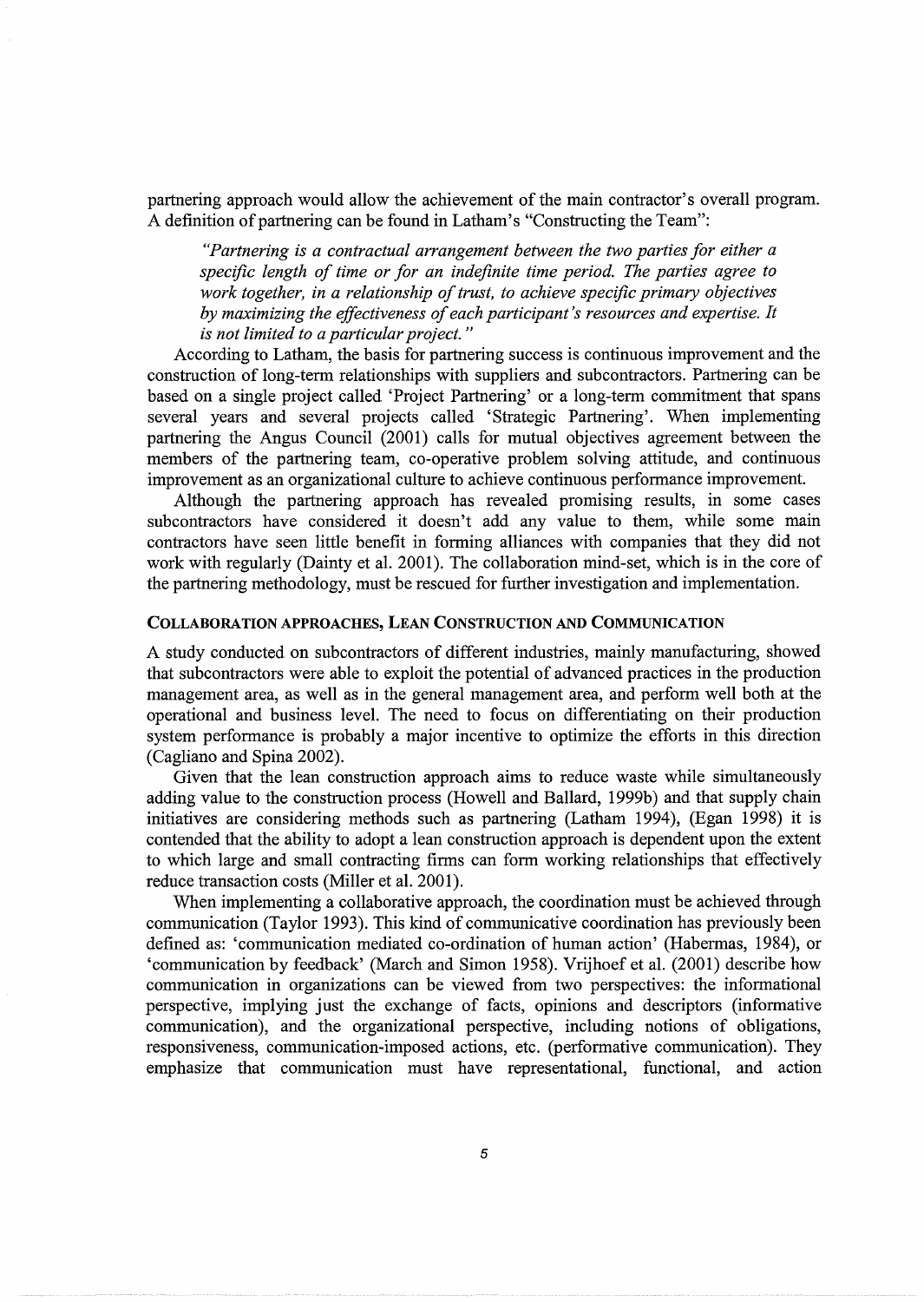partnering approach would allow the achievement of the main contractor's overall program. A definition of partnering can be found in Latham's "Constructing the Team":

> *"Partnering is a contractual arrangement between the two parties for either a specific length of time or for an indefinite time period. The parties agree to work together, in a relationship of trust, to achieve specific primary objectives by maximizing the effectiveness of each participant's resources and expertise. It is not limited to a particular project."*

According to Latham, the basis for partnering success is continuous improvement and the construction of long-term relationships with suppliers and subcontractors. Partnering can be based on a single project called 'Project Partnering' or a long-term commitment that spans several years and several projects called 'Strategic Partnering'. When implementing partnering the Angus Council (2001) calls for mutual objectives agreement between the members of the partnering team, co-operative problem solving attitude, and continuous improvement as an organizational culture to achieve continuous performance improvement.

Although the partnering approach has revealed promising results, in some cases subcontractors have considered it doesn't add any value to them, while some main contractors have seen little benefit in forming alliances with companies that they did not work with regularly (Dainty et al. 2001). The collaboration mind-set, which is in the core of the partnering methodology, must be rescued for further investigation and implementation.

## COLLABORATION APPROACHES, LEAN CONSTRUCTION AND COMMUNICATION

A study conducted on subcontractors of different industries, mainly manufacturing, showed that subcontractors were able to exploit the potential of advanced practices in the production management area, as well as in the general management area, and perform well both at the operational and business level. The need to focus on differentiating on their production system performance is probably a major incentive to optimize the efforts in this direction (Cagliano and Spina 2002).

Given that the lean construction approach aims to reduce waste while simultaneously adding value to the construction process (Howell and Ballard, 1999b) and that supply chain initiatives are considering methods such as partnering (Latham 1994), (Egan 1998) it is contended that the ability to adopt a lean construction approach is dependent upon the extent to which large and small contracting firms can form working relationships that effectively reduce transaction costs (Miller et al. 2001).

When implementing a collaborative approach, the coordination must be achieved through communication (Taylor 1993). This kind of communicative coordination has previously been defined as: 'communication mediated co-ordination of human action' (Habermas, 1984), or 'communication by feedback' (March and Simon 1958). Vrijhoef et al. (2001) describe how communication in organizations can be viewed from two perspectives: the informational perspective, implying just the exchange of facts, opinions and descriptors (informative communication), and the organizational perspective, including notions of obligations, responsiveness, communication-imposed actions, etc. (performative communication). They emphasize that communication must have representational, functional, and action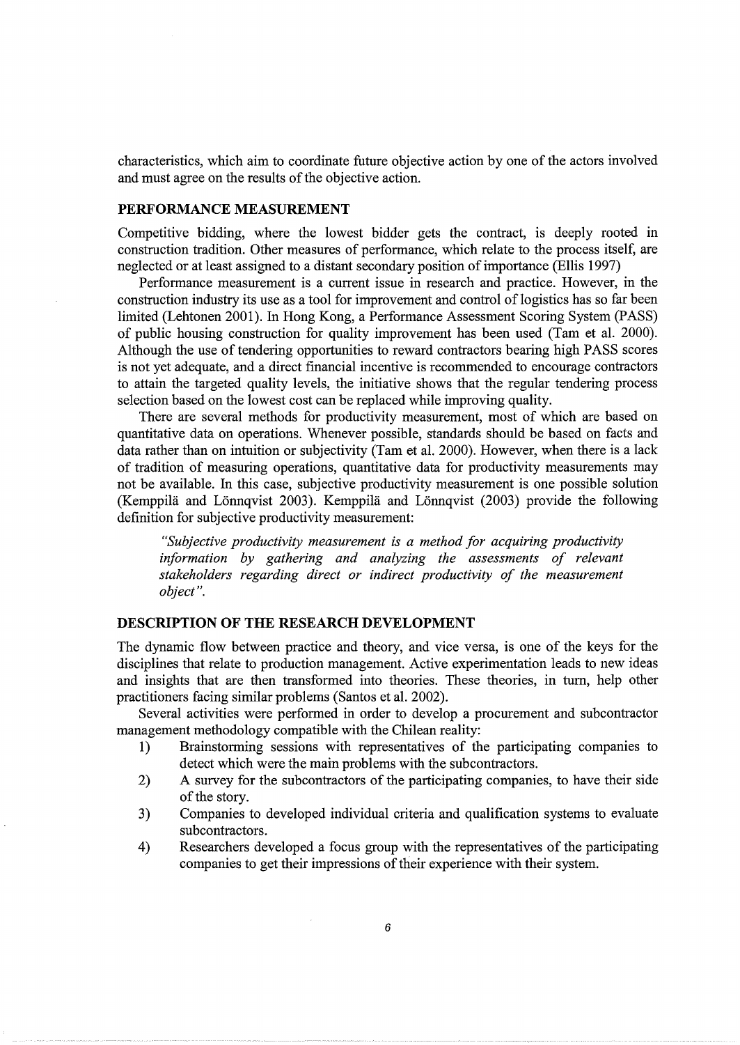characteristics, which aim to coordinate future objective action by one of the actors involved and must agree on the results of the objective action.

## PERFORMANCE MEASUREMENT

Competitive bidding, where the lowest bidder gets the contract, is deeply rooted in construction tradition. Other measures of performance, which relate to the process itself, are neglected or at least assigned to a distant secondary position of importance (Ellis 1997)

Performance measurement is a current issue in research and practice. However, in the construction industry its use as a tool for improvement and control of logistics has so far been limited (Lehtonen 2001). In Hong Kong, a Performance Assessment Scoring System (PASS) of public housing construction for quality improvement has been used (Tam et al. 2000). Although the use of tendering opportunities to reward contractors bearing high PASS scores is not yet adequate, and a direct financial incentive is recommended to encourage contractors to attain the targeted quality levels, the initiative shows that the regular tendering process selection based on the lowest cost can be replaced while improving quality.

There are several methods for productivity measurement, most of which are based on quantitative data on operations. Whenever possible, standards should be based on facts and data rather than on intuition or subjectivity (Tam et al. 2000). However, when there is a lack of tradition of measuring operations, quantitative data for productivity measurements may not be available. In this case, subjective productivity measurement is one possible solution (Kemppilä and Lönnqvist 2003). Kemppilä and Lönnqvist (2003) provide the following definition for subjective productivity measurement:

> *"Subjective productivity measurement is a method for acquiring productivity information by gathering and analyzing the assessments of relevant stakeholders regarding direct or indirect productivity of the measurement object".*

## DESCRIPTION OF THE RESEARCH DEVELOPMENT

The dynamic flow between practice and theory, and vice versa, is one of the keys for the disciplines that relate to production management. Active experimentation leads to new ideas and insights that are then transformed into theories. These theories, in turn, help other practitioners facing similar problems (Santos et al. 2002).

Several activities were performed in order to develop a procurement and subcontractor management methodology compatible with the Chilean reality:

1) Brainstorming sessions with representatives of the participating companies to detect which were the main problems with the subcontractors.
2) A survey for the subcontractors of the participating companies, to have their side of the story.
3) Companies to developed individual criteria and qualification systems to evaluate subcontractors.
4) Researchers developed a focus group with the representatives of the participating companies to get their impressions of their experience with their system.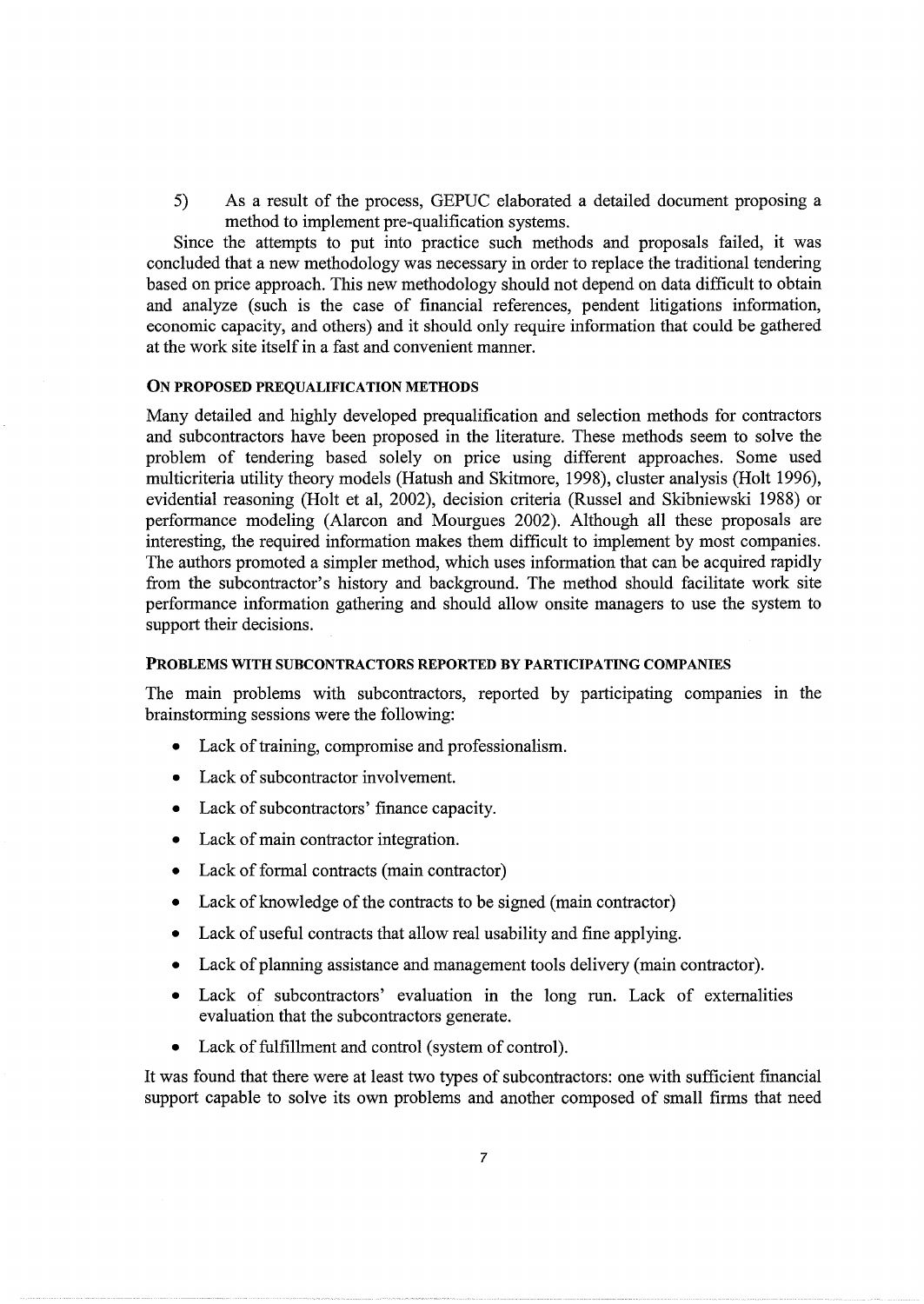5) As a result of the process, GEPUC elaborated a detailed document proposing a method to implement pre-qualification systems.

Since the attempts to put into practice such methods and proposals failed, it was concluded that a new methodology was necessary in order to replace the traditional tendering based on price approach. This new methodology should not depend on data difficult to obtain and analyze (such is the case of financial references, pendent litigations information, economic capacity, and others) and it should only require information that could be gathered at the work site itself in a fast and convenient manner.

### ON PROPOSED PREQUALIFICATION METHODS

Many detailed and highly developed prequalification and selection methods for contractors and subcontractors have been proposed in the literature. These methods seem to solve the problem of tendering based solely on price using different approaches. Some used multicriteria utility theory models (Hatush and Skitmore, 1998), cluster analysis (Holt 1996), evidential reasoning (Holt et al, 2002), decision criteria (Russel and Skibniewski 1988) or performance modeling (Alarcon and Mourgues 2002). Although all these proposals are interesting, the required information makes them difficult to implement by most companies. The authors promoted a simpler method, which uses information that can be acquired rapidly from the subcontractor's history and background. The method should facilitate work site performance information gathering and should allow onsite managers to use the system to support their decisions.

### PROBLEMS WITH SUBCONTRACTORS REPORTED BY PARTICIPATING COMPANIES

The main problems with subcontractors, reported by participating companies in the brainstorming sessions were the following:

- Lack of training, compromise and professionalism.
- Lack of subcontractor involvement.
- Lack of subcontractors' finance capacity.
- Lack of main contractor integration.
- Lack of formal contracts (main contractor)
- Lack of knowledge of the contracts to be signed (main contractor)
- Lack of useful contracts that allow real usability and fine applying.
- Lack of planning assistance and management tools delivery (main contractor).
- Lack of subcontractors' evaluation in the long run. Lack of externalities evaluation that the subcontractors generate.
- Lack of fulfillment and control (system of control).

It was found that there were at least two types of subcontractors: one with sufficient financial support capable to solve its own problems and another composed of small firms that need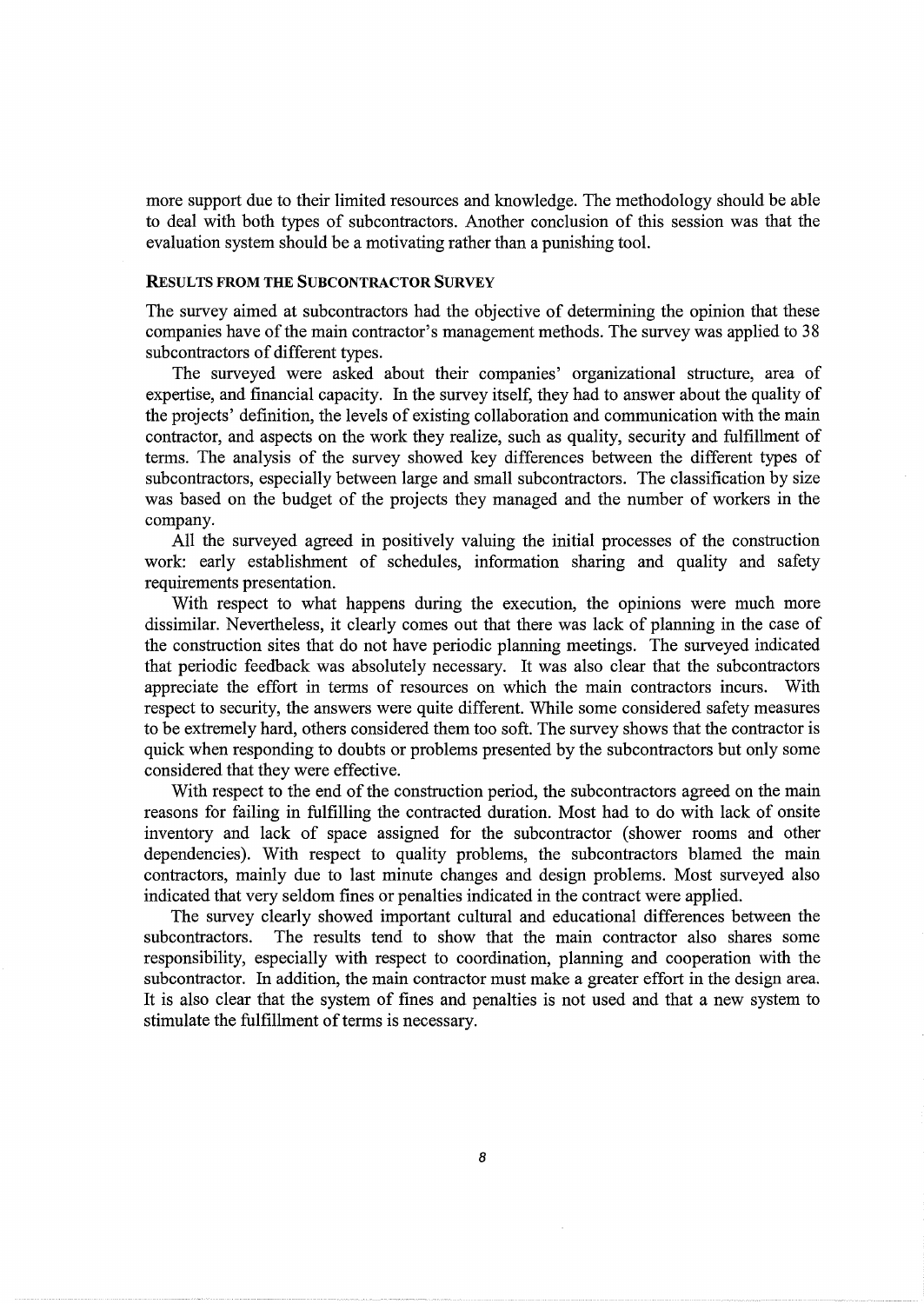more support due to their limited resources and knowledge. The methodology should be able to deal with both types of subcontractors. Another conclusion of this session was that the evaluation system should be a motivating rather than a punishing tool.

## RESULTS FROM THE SUBCONTRACTOR SURVEY

The survey aimed at subcontractors had the objective of determining the opinion that these companies have of the main contractor's management methods. The survey was applied to 38 subcontractors of different types.

The surveyed were asked about their companies' organizational structure, area of expertise, and financial capacity. In the survey itself, they had to answer about the quality of the projects' definition, the levels of existing collaboration and communication with the main contractor, and aspects on the work they realize, such as quality, security and fulfillment of terms. The analysis of the survey showed key differences between the different types of subcontractors, especially between large and small subcontractors. The classification by size was based on the budget of the projects they managed and the number of workers in the company.

All the surveyed agreed in positively valuing the initial processes of the construction work: early establishment of schedules, information sharing and quality and safety requirements presentation.

With respect to what happens during the execution, the opinions were much more dissimilar. Nevertheless, it clearly comes out that there was lack of planning in the case of the construction sites that do not have periodic planning meetings. The surveyed indicated that periodic feedback was absolutely necessary. It was also clear that the subcontractors appreciate the effort in terms of resources on which the main contractors incurs. With respect to security, the answers were quite different. While some considered safety measures to be extremely hard, others considered them too soft. The survey shows that the contractor is quick when responding to doubts or problems presented by the subcontractors but only some considered that they were effective.

With respect to the end of the construction period, the subcontractors agreed on the main reasons for failing in fulfilling the contracted duration. Most had to do with lack of onsite inventory and lack of space assigned for the subcontractor (shower rooms and other dependencies). With respect to quality problems, the subcontractors blamed the main contractors, mainly due to last minute changes and design problems. Most surveyed also indicated that very seldom fines or penalties indicated in the contract were applied.

The survey clearly showed important cultural and educational differences between the subcontractors. The results tend to show that the main contractor also shares some responsibility, especially with respect to coordination, planning and cooperation with the subcontractor. In addition, the main contractor must make a greater effort in the design area. It is also clear that the system of fines and penalties is not used and that a new system to stimulate the fulfillment of terms is necessary.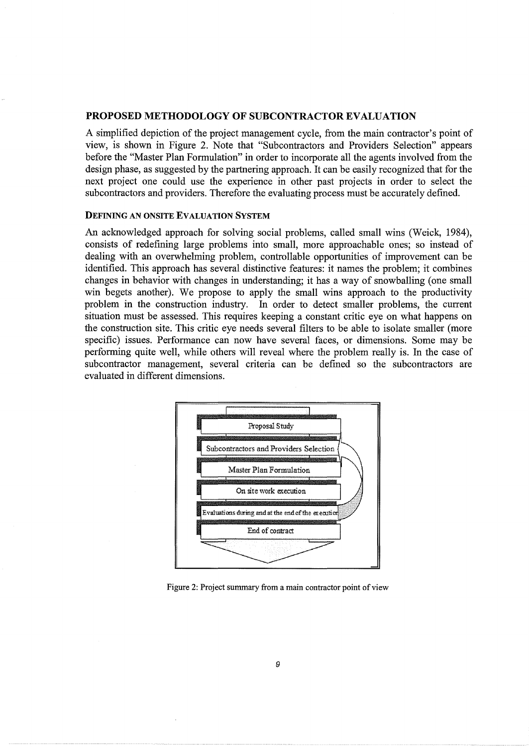## PROPOSED METHODOLOGY OF SUBCONTRACTOR EVALUATION

A simplified depiction of the project management cycle, from the main contractor's point of view, is shown in Figure 2. Note that "Subcontractors and Providers Selection" appears before the "Master Plan Formulation" in order to incorporate all the agents involved from the design phase, as suggested by the partnering approach. It can be easily recognized that for the next project one could use the experience in other past projects in order to select the subcontractors and providers. Therefore the evaluating process must be accurately defined.

### DEFINING AN ONSITE EVALUATION SYSTEM

An acknowledged approach for solving social problems, called small wins (Weick, 1984), consists of redefining large problems into small, more approachable ones; so instead of dealing with an overwhelming problem, controllable opportunities of improvement can be identified. This approach has several distinctive features: it names the problem; it combines changes in behavior with changes in understanding; it has a way of snowballing (one small win begets another). We propose to apply the small wins approach to the productivity problem in the construction industry. In order to detect smaller problems, the current situation must be assessed. This requires keeping a constant critic eye on what happens on the construction site. This critic eye needs several filters to be able to isolate smaller (more specific) issues. Performance can now have several faces, or dimensions. Some may be performing quite well, while others will reveal where the problem really is. In the case of subcontractor management, several criteria can be defined so the subcontractors are evaluated in different dimensions.

Proposal Study

Subcontractors and Providers Selection

Master Plan Formulation

On site work execution

Evaluations during and at the end of the execution

End of contract

Figure 2: Project summary from a main contractor point of view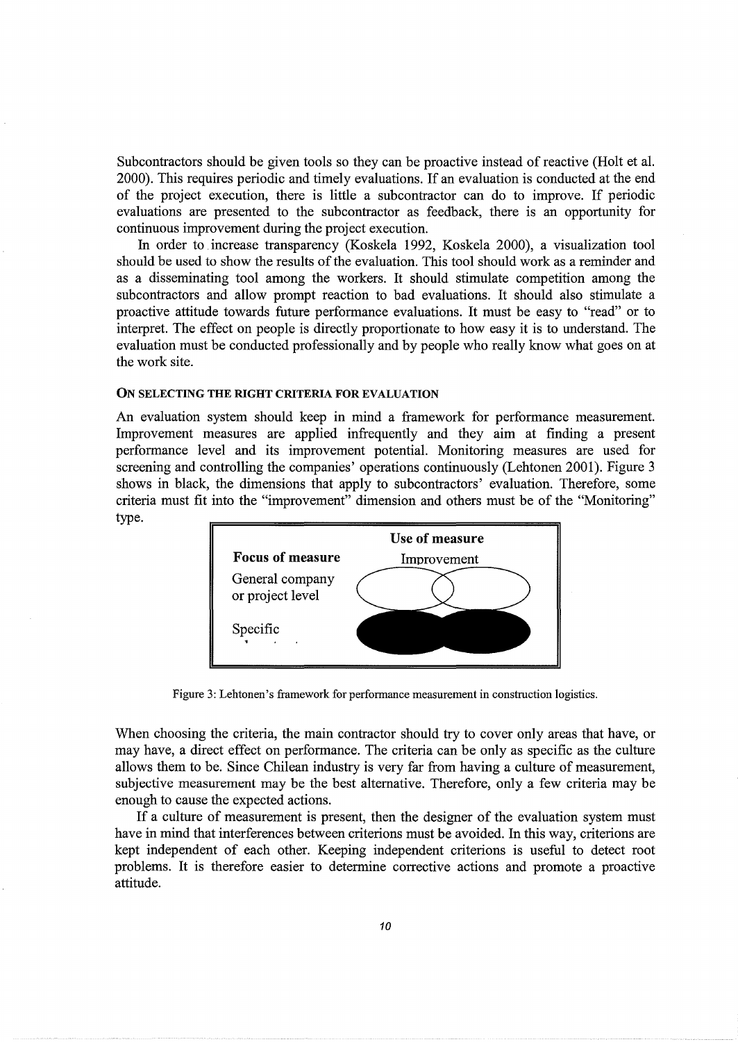Subcontractors should be given tools so they can be proactive instead of reactive (Holt et al. 2000). This requires periodic and timely evaluations. If an evaluation is conducted at the end of the project execution, there is little a subcontractor can do to improve. If periodic evaluations are presented to the subcontractor as feedback, there is an opportunity for continuous improvement during the project execution.

In order to increase transparency (Koskela 1992, Koskela 2000), a visualization tool should be used to show the results of the evaluation. This tool should work as a reminder and as a disseminating tool among the workers. It should stimulate competition among the subcontractors and allow prompt reaction to bad evaluations. It should also stimulate a proactive attitude towards future performance evaluations. It must be easy to "read" or to interpret. The effect on people is directly proportionate to how easy it is to understand. The evaluation must be conducted professionally and by people who really know what goes on at the work site.

### ON SELECTING THE RIGHT CRITERIA FOR EVALUATION

An evaluation system should keep in mind a framework for performance measurement. Improvement measures are applied infrequently and they aim at finding a present performance level and its improvement potential. Monitoring measures are used for screening and controlling the companies' operations continuously (Lehtonen 2001). Figure 3 shows in black, the dimensions that apply to subcontractors' evaluation. Therefore, some criteria must fit into the "improvement" dimension and others must be of the "Monitoring" type.

| Focus of measure | Use of measure: Improvement |
|---|---|
| General company or project level | |
| Specific | |

Figure 3: Lehtonen's framework for performance measurement in construction logistics.

When choosing the criteria, the main contractor should try to cover only areas that have, or may have, a direct effect on performance. The criteria can be only as specific as the culture allows them to be. Since Chilean industry is very far from having a culture of measurement, subjective measurement may be the best alternative. Therefore, only a few criteria may be enough to cause the expected actions.

If a culture of measurement is present, then the designer of the evaluation system must have in mind that interferences between criterions must be avoided. In this way, criterions are kept independent of each other. Keeping independent criterions is useful to detect root problems. It is therefore easier to determine corrective actions and promote a proactive attitude.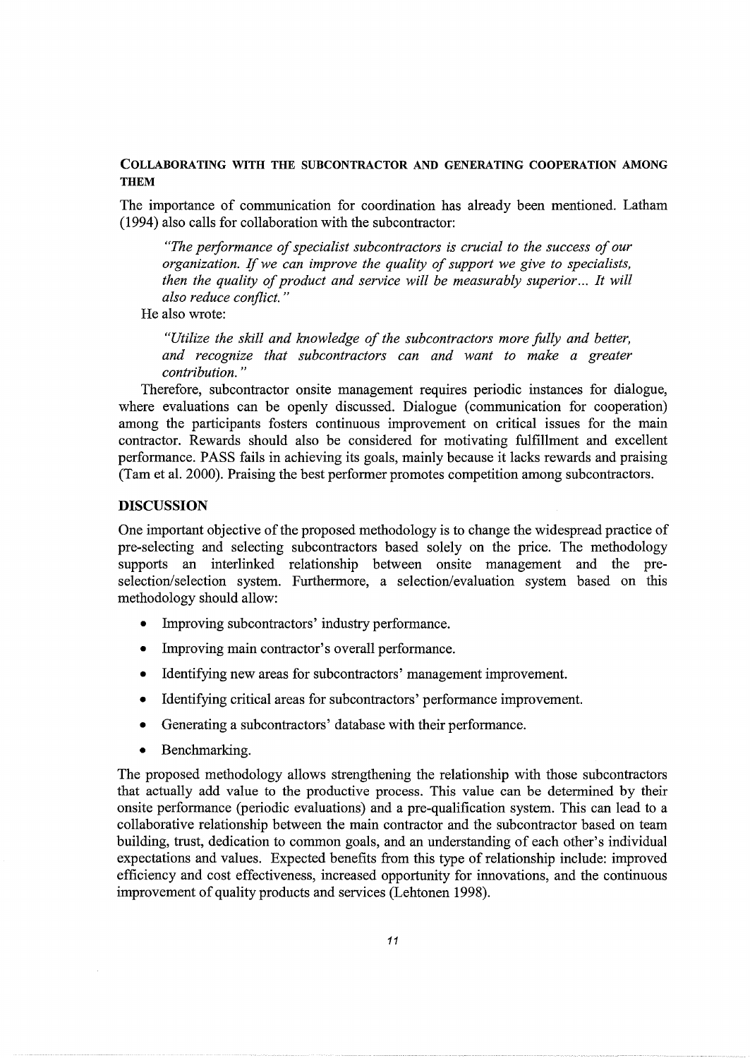## COLLABORATING WITH THE SUBCONTRACTOR AND GENERATING COOPERATION AMONG THEM

The importance of communication for coordination has already been mentioned. Latham (1994) also calls for collaboration with the subcontractor:

> *"The performance of specialist subcontractors is crucial to the success of our organization. If we can improve the quality of support we give to specialists, then the quality of product and service will be measurably superior... It will also reduce conflict."*

He also wrote:

> *"Utilize the skill and knowledge of the subcontractors more fully and better, and recognize that subcontractors can and want to make a greater contribution."*

Therefore, subcontractor onsite management requires periodic instances for dialogue, where evaluations can be openly discussed. Dialogue (communication for cooperation) among the participants fosters continuous improvement on critical issues for the main contractor. Rewards should also be considered for motivating fulfillment and excellent performance. PASS fails in achieving its goals, mainly because it lacks rewards and praising (Tam et al. 2000). Praising the best performer promotes competition among subcontractors.

## DISCUSSION

One important objective of the proposed methodology is to change the widespread practice of pre-selecting and selecting subcontractors based solely on the price. The methodology supports an interlinked relationship between onsite management and the pre-selection/selection system. Furthermore, a selection/evaluation system based on this methodology should allow:

- Improving subcontractors' industry performance.
- Improving main contractor's overall performance.
- Identifying new areas for subcontractors' management improvement.
- Identifying critical areas for subcontractors' performance improvement.
- Generating a subcontractors' database with their performance.
- Benchmarking.

The proposed methodology allows strengthening the relationship with those subcontractors that actually add value to the productive process. This value can be determined by their onsite performance (periodic evaluations) and a pre-qualification system. This can lead to a collaborative relationship between the main contractor and the subcontractor based on team building, trust, dedication to common goals, and an understanding of each other's individual expectations and values. Expected benefits from this type of relationship include: improved efficiency and cost effectiveness, increased opportunity for innovations, and the continuous improvement of quality products and services (Lehtonen 1998).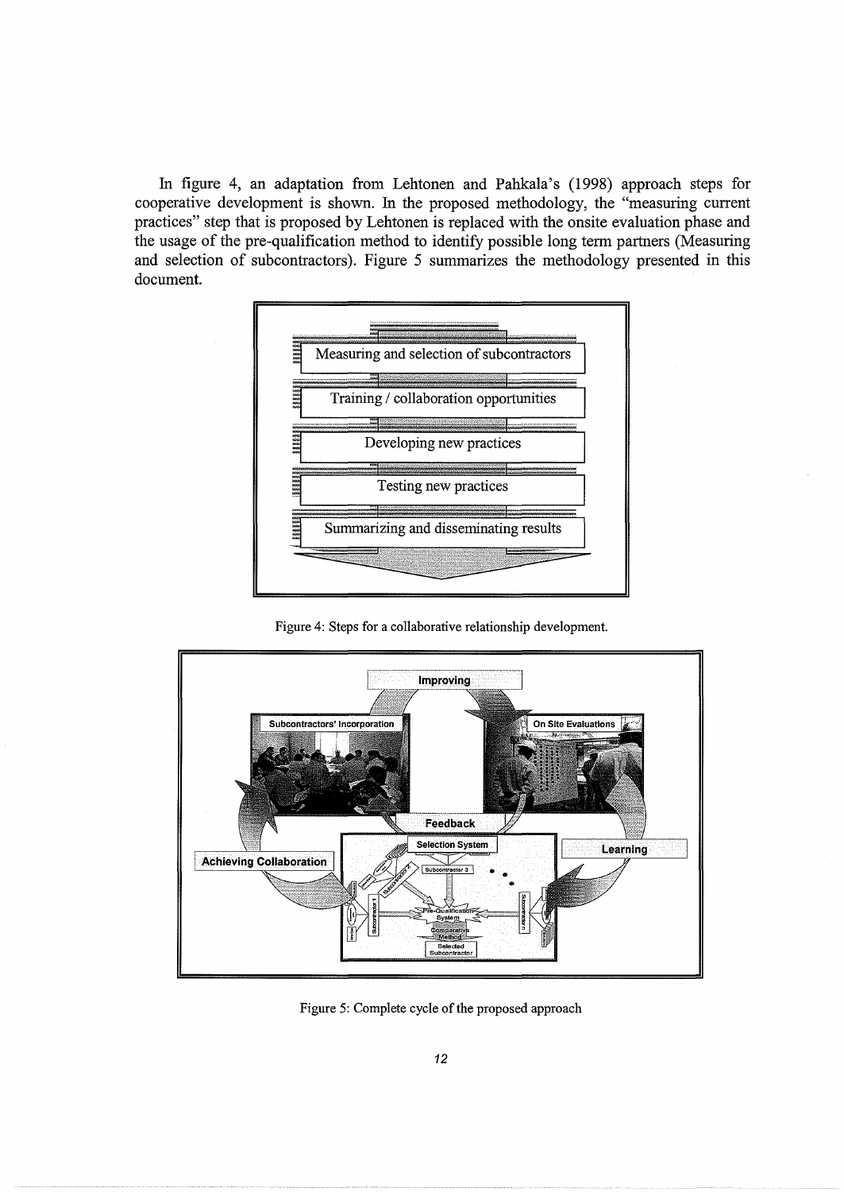In figure 4, an adaptation from Lehtonen and Pahkala's (1998) approach steps for cooperative development is shown. In the proposed methodology, the "measuring current practices" step that is proposed by Lehtonen is replaced with the onsite evaluation phase and the usage of the pre-qualification method to identify possible long term partners (Measuring and selection of subcontractors). Figure 5 summarizes the methodology presented in this document.

Measuring and selection of subcontractors

Training / collaboration opportunities

Developing new practices

Testing new practices

Summarizing and disseminating results

Figure 4: Steps for a collaborative relationship development.

Figure 5: Complete cycle of the proposed approach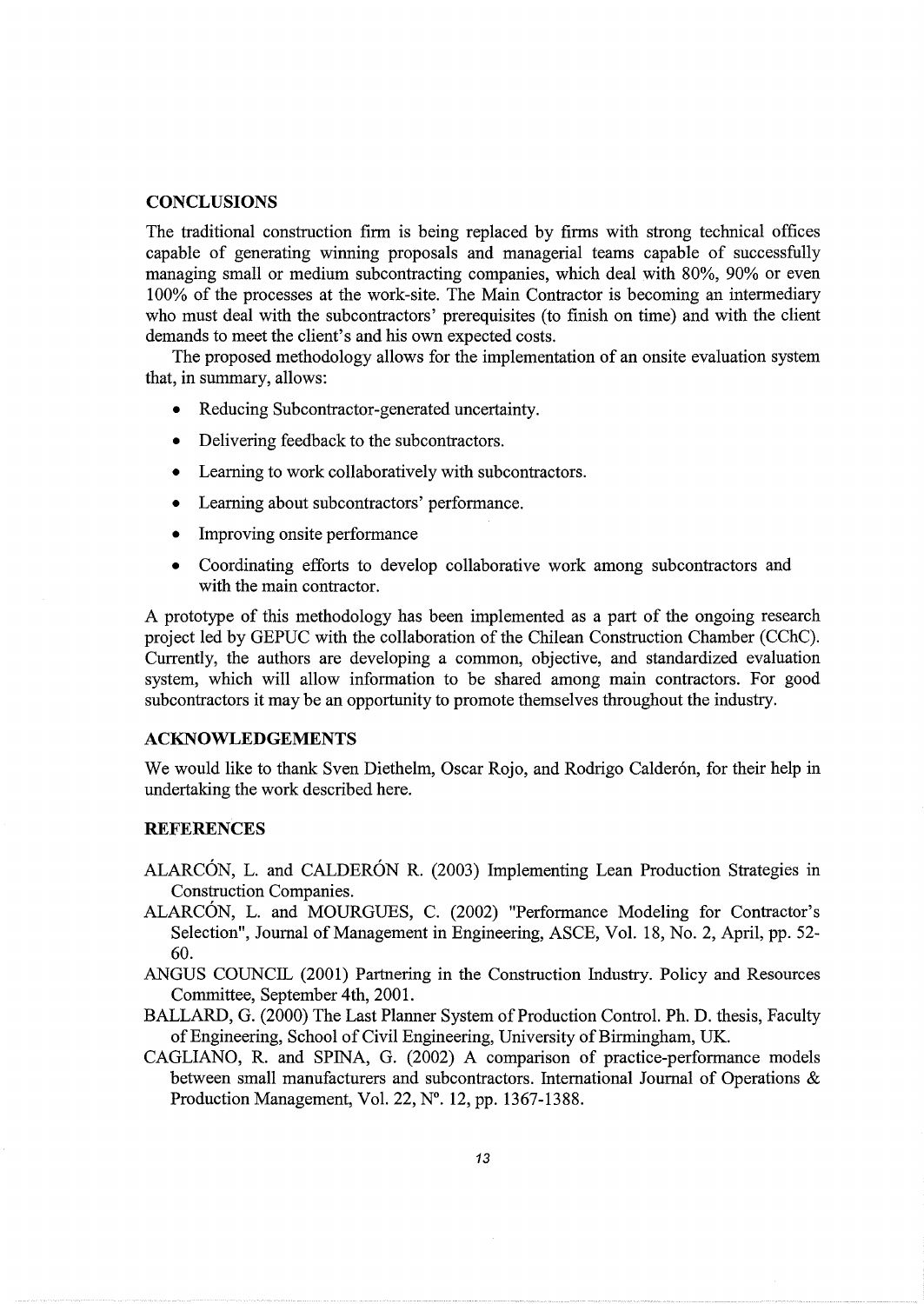## CONCLUSIONS

The traditional construction firm is being replaced by firms with strong technical offices capable of generating winning proposals and managerial teams capable of successfully managing small or medium subcontracting companies, which deal with 80%, 90% or even 100% of the processes at the work-site. The Main Contractor is becoming an intermediary who must deal with the subcontractors' prerequisites (to finish on time) and with the client demands to meet the client's and his own expected costs.

The proposed methodology allows for the implementation of an onsite evaluation system that, in summary, allows:

- Reducing Subcontractor-generated uncertainty.
- Delivering feedback to the subcontractors.
- Learning to work collaboratively with subcontractors.
- Learning about subcontractors' performance.
- Improving onsite performance
- Coordinating efforts to develop collaborative work among subcontractors and with the main contractor.

A prototype of this methodology has been implemented as a part of the ongoing research project led by GEPUC with the collaboration of the Chilean Construction Chamber (CChC). Currently, the authors are developing a common, objective, and standardized evaluation system, which will allow information to be shared among main contractors. For good subcontractors it may be an opportunity to promote themselves throughout the industry.

## ACKNOWLEDGEMENTS

We would like to thank Sven Diethelm, Oscar Rojo, and Rodrigo Calderón, for their help in undertaking the work described here.

## REFERENCES

ALARCÓN, L. and CALDERÓN R. (2003) Implementing Lean Production Strategies in Construction Companies.

ALARCÓN, L. and MOURGUES, C. (2002) "Performance Modeling for Contractor's Selection", Journal of Management in Engineering, ASCE, Vol. 18, No. 2, April, pp. 52-60.

ANGUS COUNCIL (2001) Partnering in the Construction Industry. Policy and Resources Committee, September 4th, 2001.

BALLARD, G. (2000) The Last Planner System of Production Control. Ph. D. thesis, Faculty of Engineering, School of Civil Engineering, University of Birmingham, UK.

CAGLIANO, R. and SPINA, G. (2002) A comparison of practice-performance models between small manufacturers and subcontractors. International Journal of Operations & Production Management, Vol. 22, Nº. 12, pp. 1367-1388.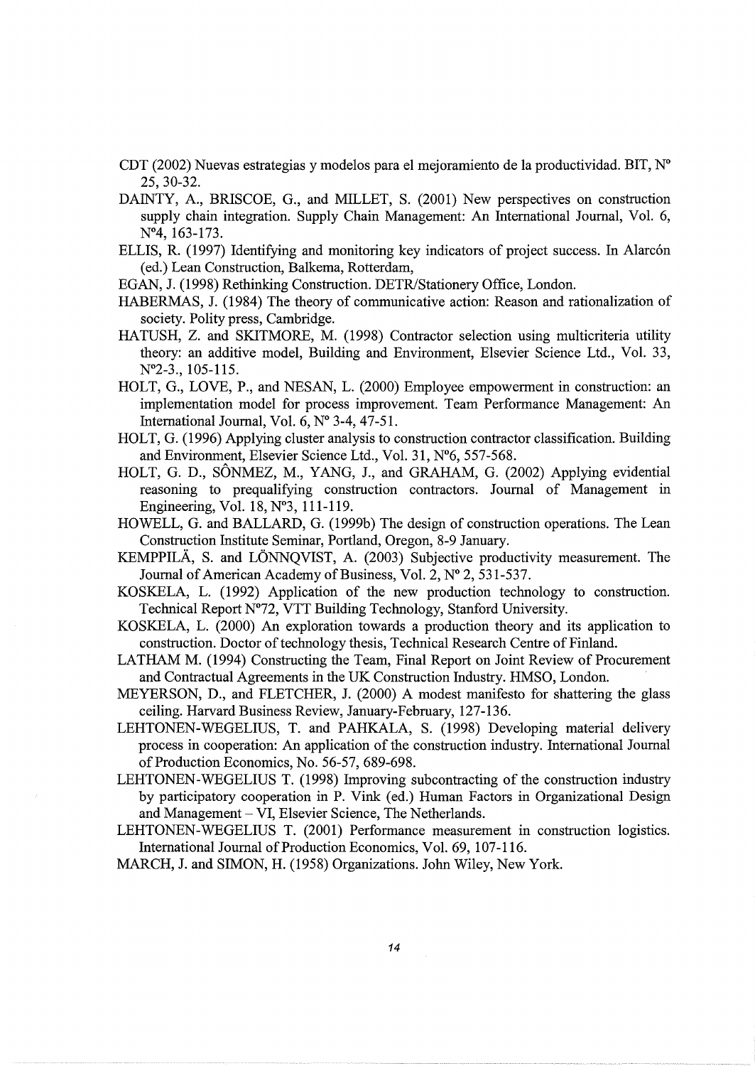CDT (2002) Nuevas estrategias y modelos para el mejoramiento de la productividad. BIT, Nº 25, 30-32.

DAINTY, A., BRISCOE, G., and MILLET, S. (2001) New perspectives on construction supply chain integration. Supply Chain Management: An International Journal, Vol. 6, Nº4, 163-173.

ELLIS, R. (1997) Identifying and monitoring key indicators of project success. In Alarcón (ed.) Lean Construction, Balkema, Rotterdam,

EGAN, J. (1998) Rethinking Construction. DETR/Stationery Office, London.

HABERMAS, J. (1984) The theory of communicative action: Reason and rationalization of society. Polity press, Cambridge.

HATUSH, Z. and SKITMORE, M. (1998) Contractor selection using multicriteria utility theory: an additive model, Building and Environment, Elsevier Science Ltd., Vol. 33, Nº2-3., 105-115.

HOLT, G., LOVE, P., and NESAN, L. (2000) Employee empowerment in construction: an implementation model for process improvement. Team Performance Management: An International Journal, Vol. 6, Nº 3-4, 47-51.

HOLT, G. (1996) Applying cluster analysis to construction contractor classification. Building and Environment, Elsevier Science Ltd., Vol. 31, Nº6, 557-568.

HOLT, G. D., SÔNMEZ, M., YANG, J., and GRAHAM, G. (2002) Applying evidential reasoning to prequalifying construction contractors. Journal of Management in Engineering, Vol. 18, Nº3, 111-119.

HOWELL, G. and BALLARD, G. (1999b) The design of construction operations. The Lean Construction Institute Seminar, Portland, Oregon, 8-9 January.

KEMPPILÄ, S. and LÖNNQVIST, A. (2003) Subjective productivity measurement. The Journal of American Academy of Business, Vol. 2, Nº 2, 531-537.

KOSKELA, L. (1992) Application of the new production technology to construction. Technical Report Nº72, VTT Building Technology, Stanford University.

KOSKELA, L. (2000) An exploration towards a production theory and its application to construction. Doctor of technology thesis, Technical Research Centre of Finland.

LATHAM M. (1994) Constructing the Team, Final Report on Joint Review of Procurement and Contractual Agreements in the UK Construction Industry. HMSO, London.

MEYERSON, D., and FLETCHER, J. (2000) A modest manifesto for shattering the glass ceiling. Harvard Business Review, January-February, 127-136.

LEHTONEN-WEGELIUS, T. and PAHKALA, S. (1998) Developing material delivery process in cooperation: An application of the construction industry. International Journal of Production Economics, No. 56-57, 689-698.

LEHTONEN-WEGELIUS T. (1998) Improving subcontracting of the construction industry by participatory cooperation in P. Vink (ed.) Human Factors in Organizational Design and Management – VI, Elsevier Science, The Netherlands.

LEHTONEN-WEGELIUS T. (2001) Performance measurement in construction logistics. International Journal of Production Economics, Vol. 69, 107-116.

MARCH, J. and SIMON, H. (1958) Organizations. John Wiley, New York.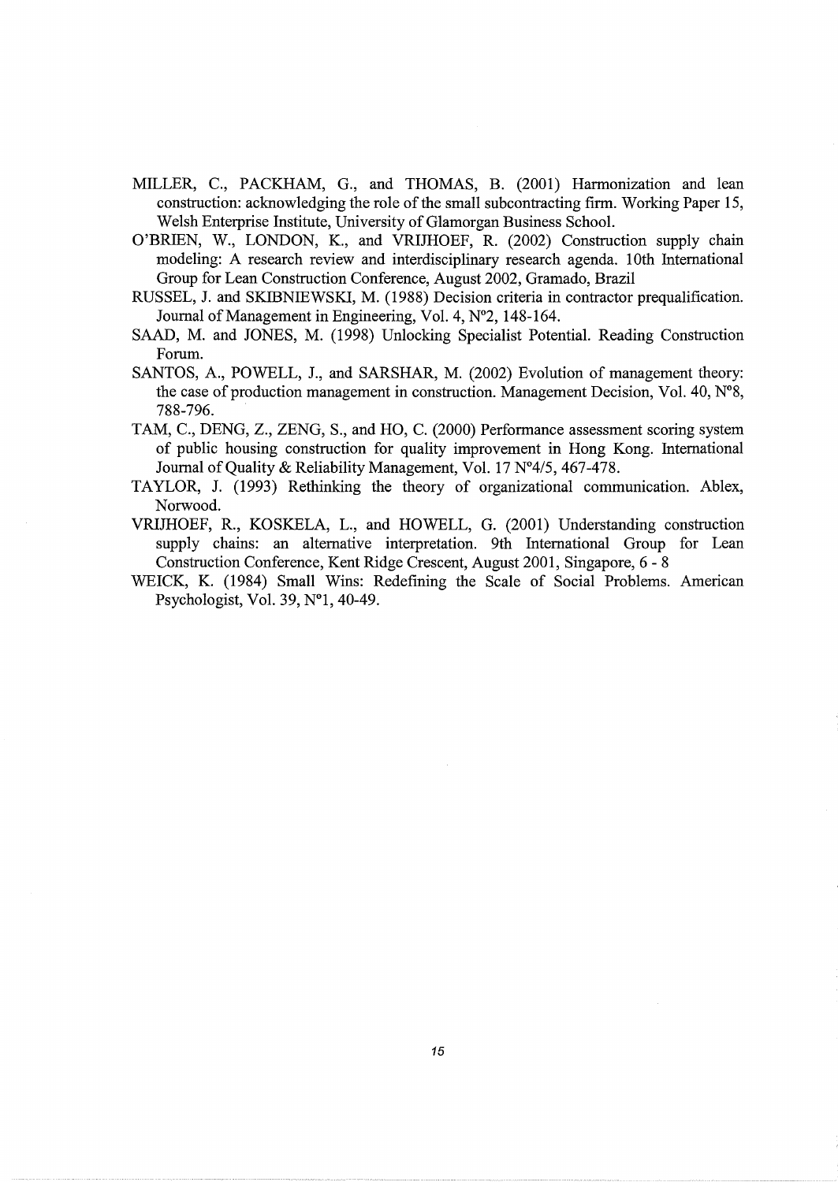MILLER, C., PACKHAM, G., and THOMAS, B. (2001) Harmonization and lean construction: acknowledging the role of the small subcontracting firm. Working Paper 15, Welsh Enterprise Institute, University of Glamorgan Business School.

O'BRIEN, W., LONDON, K., and VRIJHOEF, R. (2002) Construction supply chain modeling: A research review and interdisciplinary research agenda. 10th International Group for Lean Construction Conference, August 2002, Gramado, Brazil

RUSSEL, J. and SKIBNIEWSKI, M. (1988) Decision criteria in contractor prequalification. Journal of Management in Engineering, Vol. 4, Nº2, 148-164.

SAAD, M. and JONES, M. (1998) Unlocking Specialist Potential. Reading Construction Forum.

SANTOS, A., POWELL, J., and SARSHAR, M. (2002) Evolution of management theory: the case of production management in construction. Management Decision, Vol. 40, Nº8, 788-796.

TAM, C., DENG, Z., ZENG, S., and HO, C. (2000) Performance assessment scoring system of public housing construction for quality improvement in Hong Kong. International Journal of Quality & Reliability Management, Vol. 17 Nº4/5, 467-478.

TAYLOR, J. (1993) Rethinking the theory of organizational communication. Ablex, Norwood.

VRIJHOEF, R., KOSKELA, L., and HOWELL, G. (2001) Understanding construction supply chains: an alternative interpretation. 9th International Group for Lean Construction Conference, Kent Ridge Crescent, August 2001, Singapore, 6 - 8

WEICK, K. (1984) Small Wins: Redefining the Scale of Social Problems. American Psychologist, Vol. 39, Nº1, 40-49.